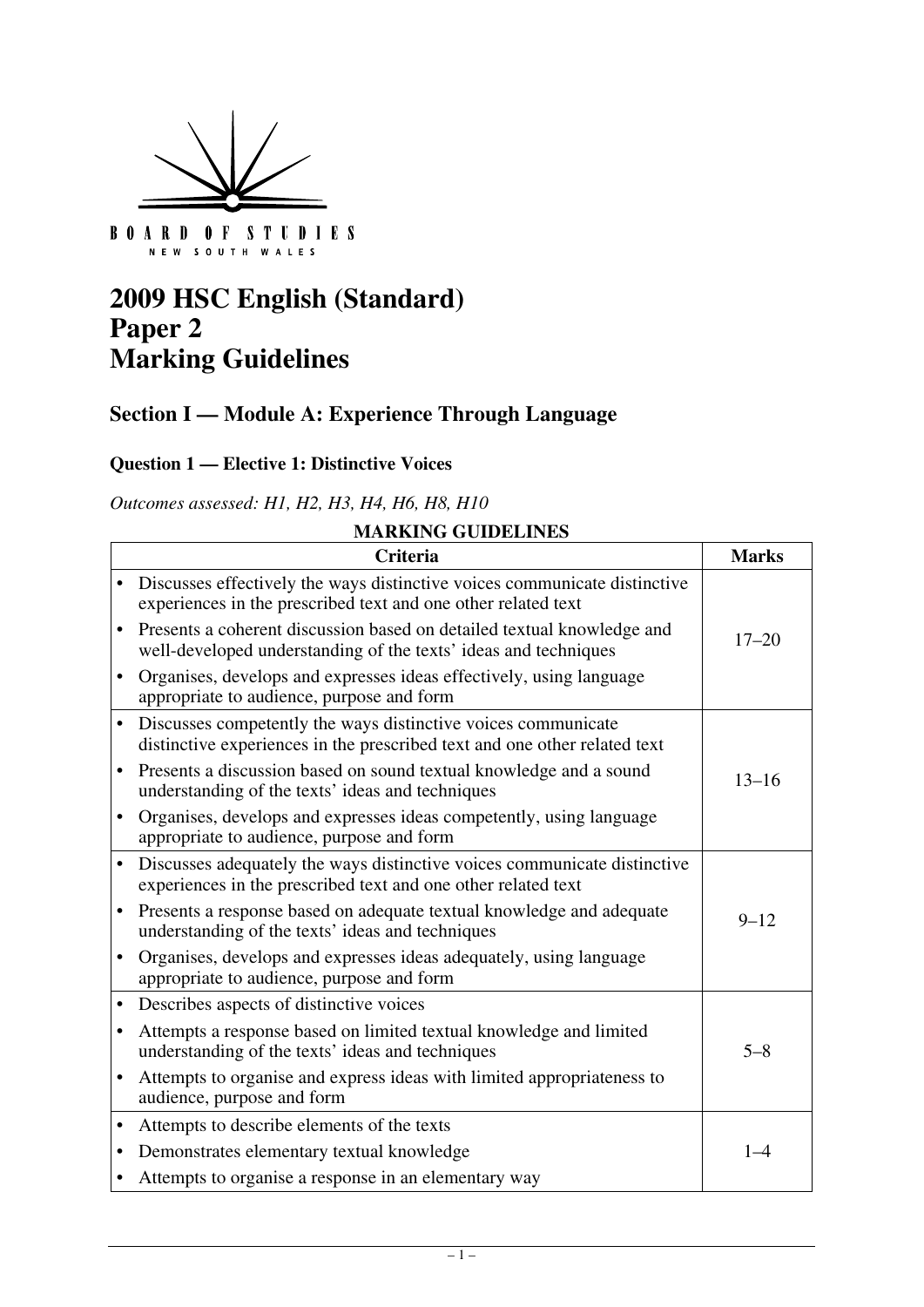BOARD OF STUDIES
NEW SOUTH WALES

# 2009 HSC English (Standard) Paper 2 Marking Guidelines

## Section I — Module A: Experience Through Language

### Question 1 — Elective 1: Distinctive Voices

*Outcomes assessed: H1, H2, H3, H4, H6, H8, H10*

**MARKING GUIDELINES**

| Criteria | Marks |
|---|---|
| • Discusses effectively the ways distinctive voices communicate distinctive experiences in the prescribed text and one other related text<br>• Presents a coherent discussion based on detailed textual knowledge and well-developed understanding of the texts' ideas and techniques<br>• Organises, develops and expresses ideas effectively, using language appropriate to audience, purpose and form | 17–20 |
| • Discusses competently the ways distinctive voices communicate distinctive experiences in the prescribed text and one other related text<br>• Presents a discussion based on sound textual knowledge and a sound understanding of the texts' ideas and techniques<br>• Organises, develops and expresses ideas competently, using language appropriate to audience, purpose and form | 13–16 |
| • Discusses adequately the ways distinctive voices communicate distinctive experiences in the prescribed text and one other related text<br>• Presents a response based on adequate textual knowledge and adequate understanding of the texts' ideas and techniques<br>• Organises, develops and expresses ideas adequately, using language appropriate to audience, purpose and form | 9–12 |
| • Describes aspects of distinctive voices<br>• Attempts a response based on limited textual knowledge and limited understanding of the texts' ideas and techniques<br>• Attempts to organise and express ideas with limited appropriateness to audience, purpose and form | 5–8 |
| • Attempts to describe elements of the texts<br>• Demonstrates elementary textual knowledge<br>• Attempts to organise a response in an elementary way | 1–4 |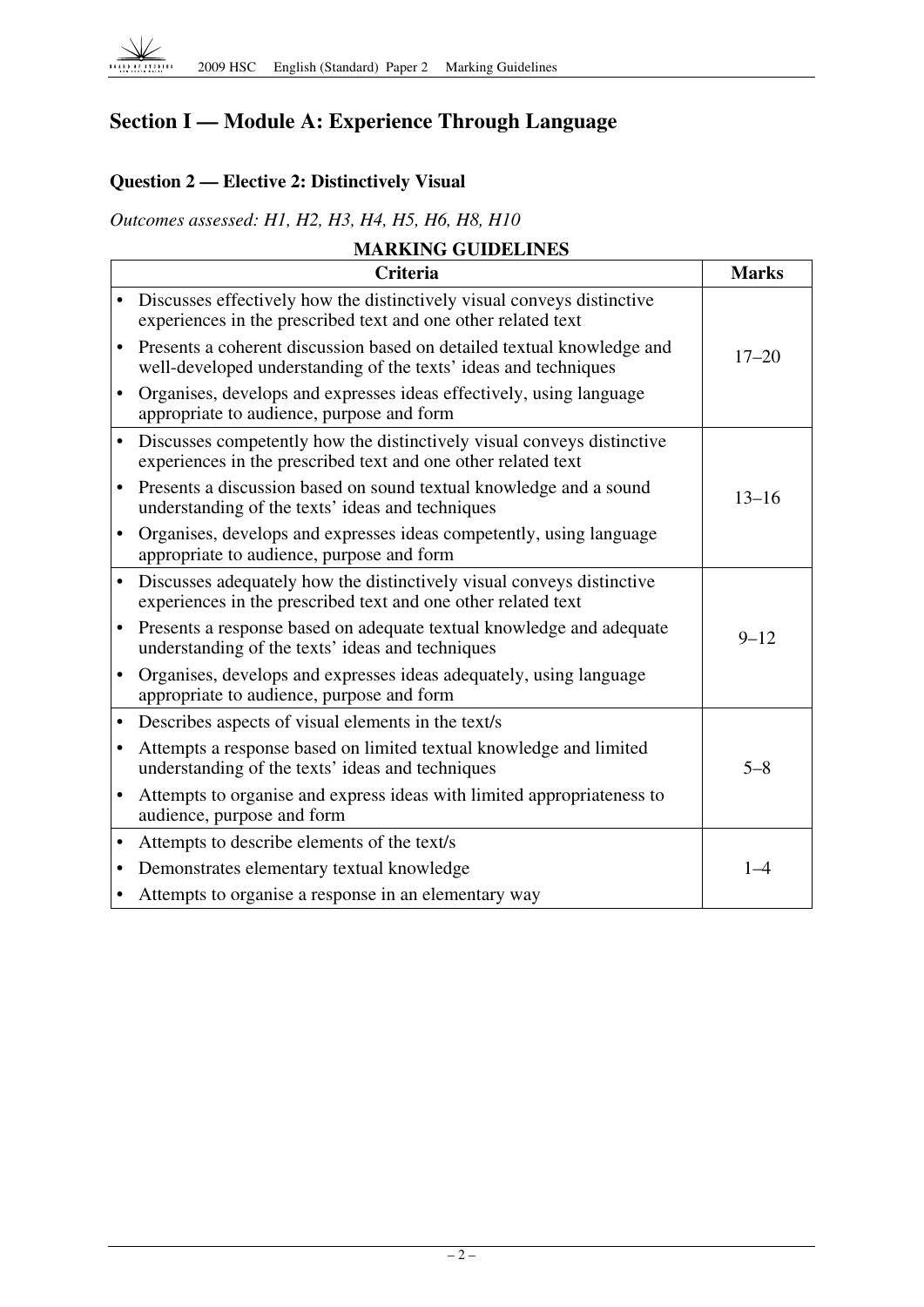## Section I — Module A: Experience Through Language

### Question 2 — Elective 2: Distinctively Visual

*Outcomes assessed: H1, H2, H3, H4, H5, H6, H8, H10*

**MARKING GUIDELINES**

| Criteria | Marks |
|---|---|
| • Discusses effectively how the distinctively visual conveys distinctive experiences in the prescribed text and one other related text<br>• Presents a coherent discussion based on detailed textual knowledge and well-developed understanding of the texts' ideas and techniques<br>• Organises, develops and expresses ideas effectively, using language appropriate to audience, purpose and form | 17–20 |
| • Discusses competently how the distinctively visual conveys distinctive experiences in the prescribed text and one other related text<br>• Presents a discussion based on sound textual knowledge and a sound understanding of the texts' ideas and techniques<br>• Organises, develops and expresses ideas competently, using language appropriate to audience, purpose and form | 13–16 |
| • Discusses adequately how the distinctively visual conveys distinctive experiences in the prescribed text and one other related text<br>• Presents a response based on adequate textual knowledge and adequate understanding of the texts' ideas and techniques<br>• Organises, develops and expresses ideas adequately, using language appropriate to audience, purpose and form | 9–12 |
| • Describes aspects of visual elements in the text/s<br>• Attempts a response based on limited textual knowledge and limited understanding of the texts' ideas and techniques<br>• Attempts to organise and express ideas with limited appropriateness to audience, purpose and form | 5–8 |
| • Attempts to describe elements of the text/s<br>• Demonstrates elementary textual knowledge<br>• Attempts to organise a response in an elementary way | 1–4 |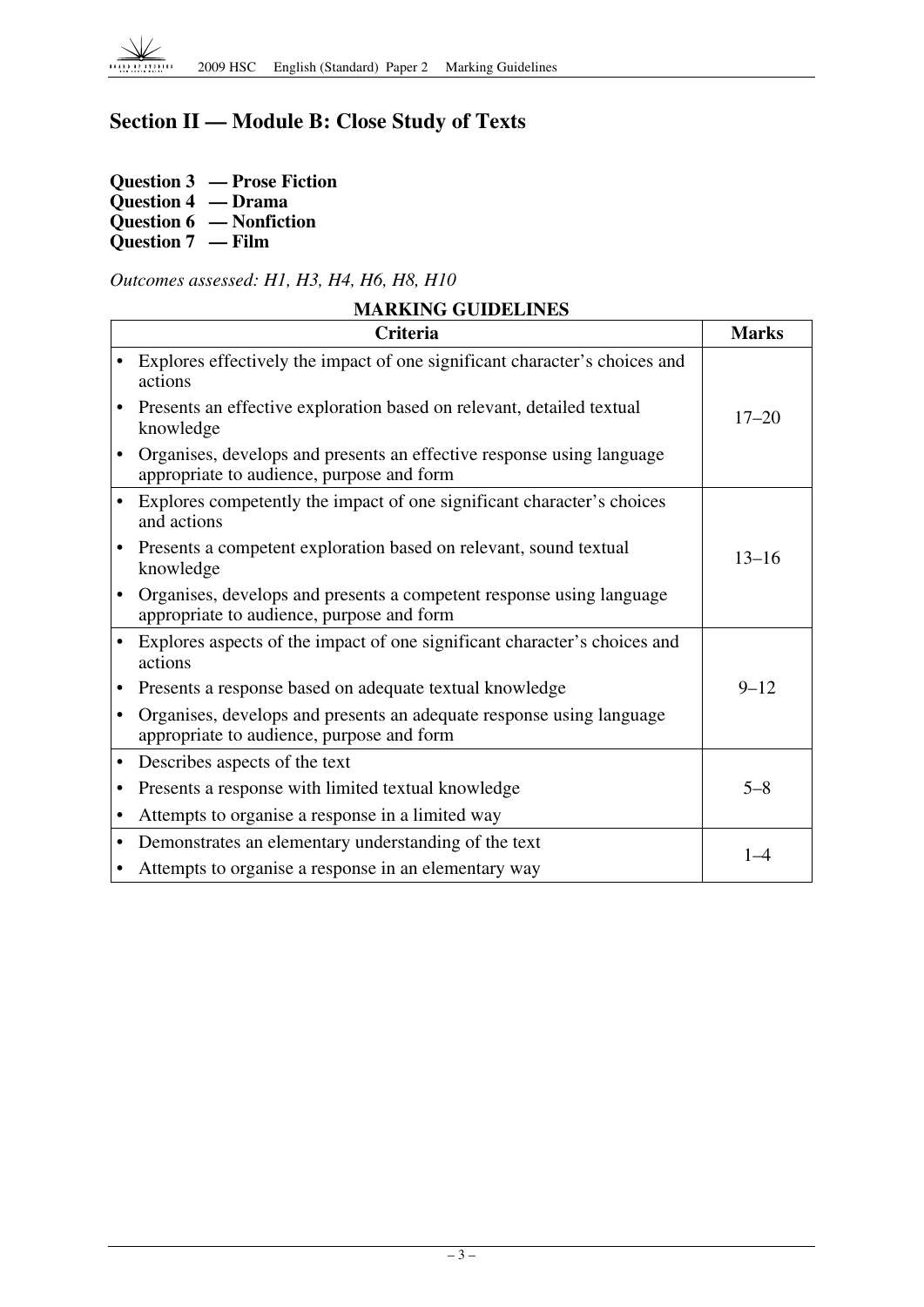## Section II — Module B: Close Study of Texts

**Question 3 — Prose Fiction**
**Question 4 — Drama**
**Question 6 — Nonfiction**
**Question 7 — Film**

*Outcomes assessed: H1, H3, H4, H6, H8, H10*

**MARKING GUIDELINES**

| Criteria | Marks |
|---|---|
| • Explores effectively the impact of one significant character's choices and actions<br>• Presents an effective exploration based on relevant, detailed textual knowledge<br>• Organises, develops and presents an effective response using language appropriate to audience, purpose and form | 17–20 |
| • Explores competently the impact of one significant character's choices and actions<br>• Presents a competent exploration based on relevant, sound textual knowledge<br>• Organises, develops and presents a competent response using language appropriate to audience, purpose and form | 13–16 |
| • Explores aspects of the impact of one significant character's choices and actions<br>• Presents a response based on adequate textual knowledge<br>• Organises, develops and presents an adequate response using language appropriate to audience, purpose and form | 9–12 |
| • Describes aspects of the text<br>• Presents a response with limited textual knowledge<br>• Attempts to organise a response in a limited way | 5–8 |
| • Demonstrates an elementary understanding of the text<br>• Attempts to organise a response in an elementary way | 1–4 |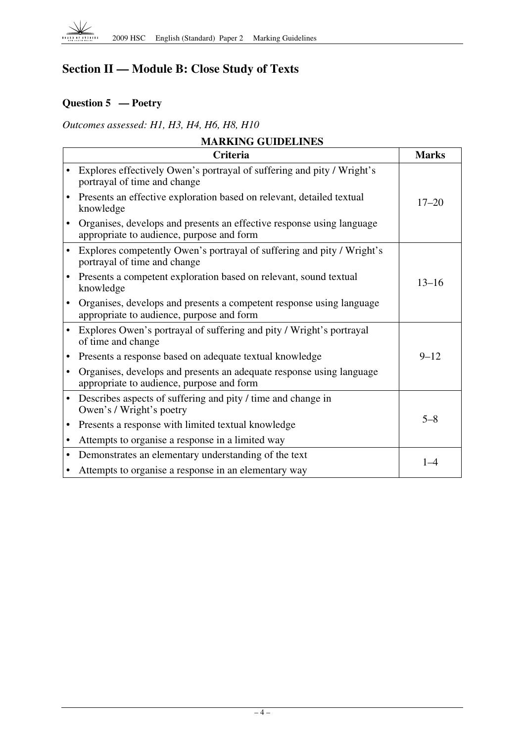## Section II — Module B: Close Study of Texts

### Question 5 — Poetry

*Outcomes assessed: H1, H3, H4, H6, H8, H10*

**MARKING GUIDELINES**

| Criteria | Marks |
| --- | --- |
| • Explores effectively Owen's portrayal of suffering and pity / Wright's portrayal of time and change<br>• Presents an effective exploration based on relevant, detailed textual knowledge<br>• Organises, develops and presents an effective response using language appropriate to audience, purpose and form | 17–20 |
| • Explores competently Owen's portrayal of suffering and pity / Wright's portrayal of time and change<br>• Presents a competent exploration based on relevant, sound textual knowledge<br>• Organises, develops and presents a competent response using language appropriate to audience, purpose and form | 13–16 |
| • Explores Owen's portrayal of suffering and pity / Wright's portrayal of time and change<br>• Presents a response based on adequate textual knowledge<br>• Organises, develops and presents an adequate response using language appropriate to audience, purpose and form | 9–12 |
| • Describes aspects of suffering and pity / time and change in Owen's / Wright's poetry<br>• Presents a response with limited textual knowledge<br>• Attempts to organise a response in a limited way | 5–8 |
| • Demonstrates an elementary understanding of the text<br>• Attempts to organise a response in an elementary way | 1–4 |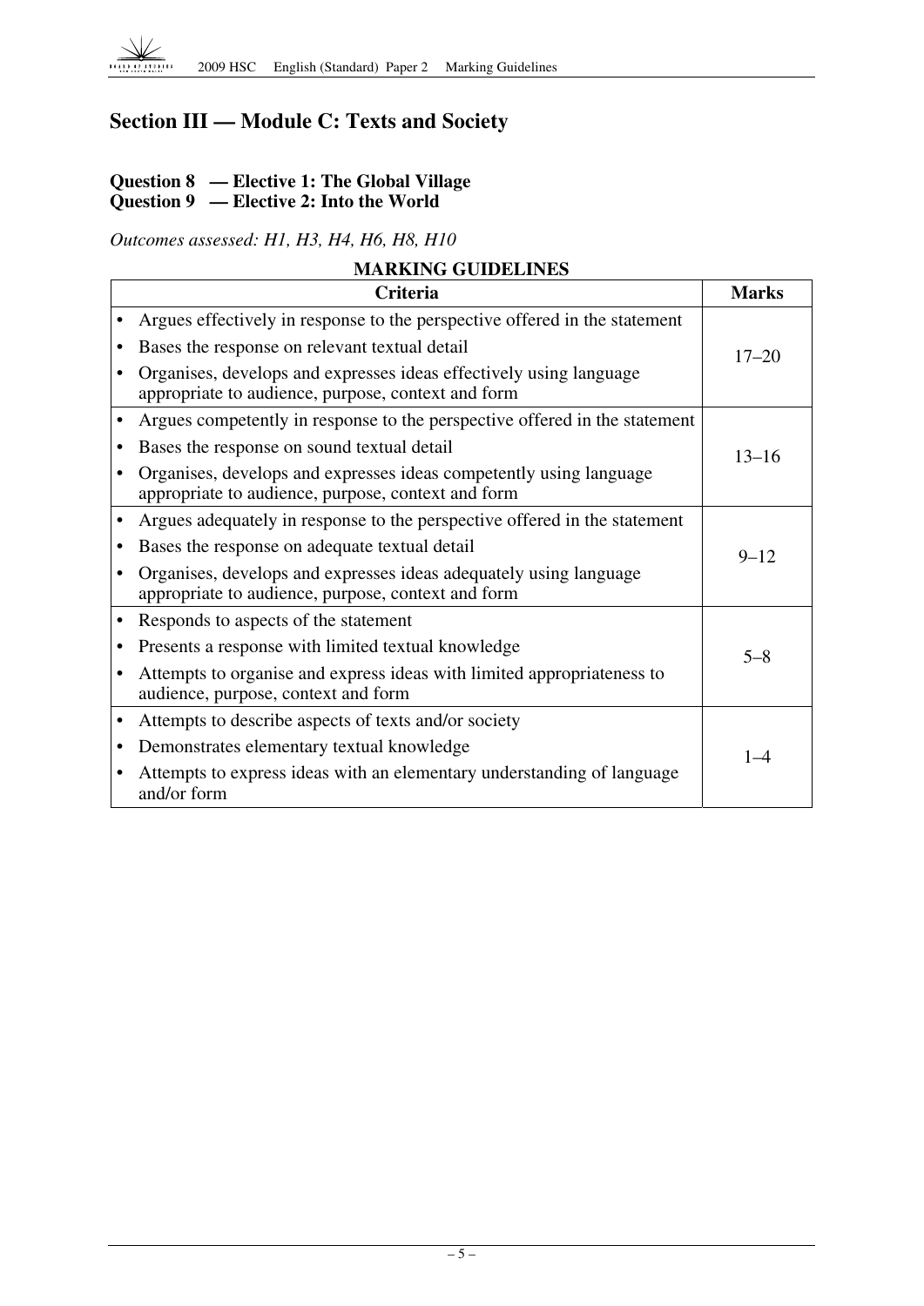## Section III — Module C: Texts and Society

**Question 8 — Elective 1: The Global Village**
**Question 9 — Elective 2: Into the World**

*Outcomes assessed: H1, H3, H4, H6, H8, H10*

**MARKING GUIDELINES**

| Criteria | Marks |
|---|---|
| • Argues effectively in response to the perspective offered in the statement<br>• Bases the response on relevant textual detail<br>• Organises, develops and expresses ideas effectively using language appropriate to audience, purpose, context and form | 17–20 |
| • Argues competently in response to the perspective offered in the statement<br>• Bases the response on sound textual detail<br>• Organises, develops and expresses ideas competently using language appropriate to audience, purpose, context and form | 13–16 |
| • Argues adequately in response to the perspective offered in the statement<br>• Bases the response on adequate textual detail<br>• Organises, develops and expresses ideas adequately using language appropriate to audience, purpose, context and form | 9–12 |
| • Responds to aspects of the statement<br>• Presents a response with limited textual knowledge<br>• Attempts to organise and express ideas with limited appropriateness to audience, purpose, context and form | 5–8 |
| • Attempts to describe aspects of texts and/or society<br>• Demonstrates elementary textual knowledge<br>• Attempts to express ideas with an elementary understanding of language and/or form | 1–4 |